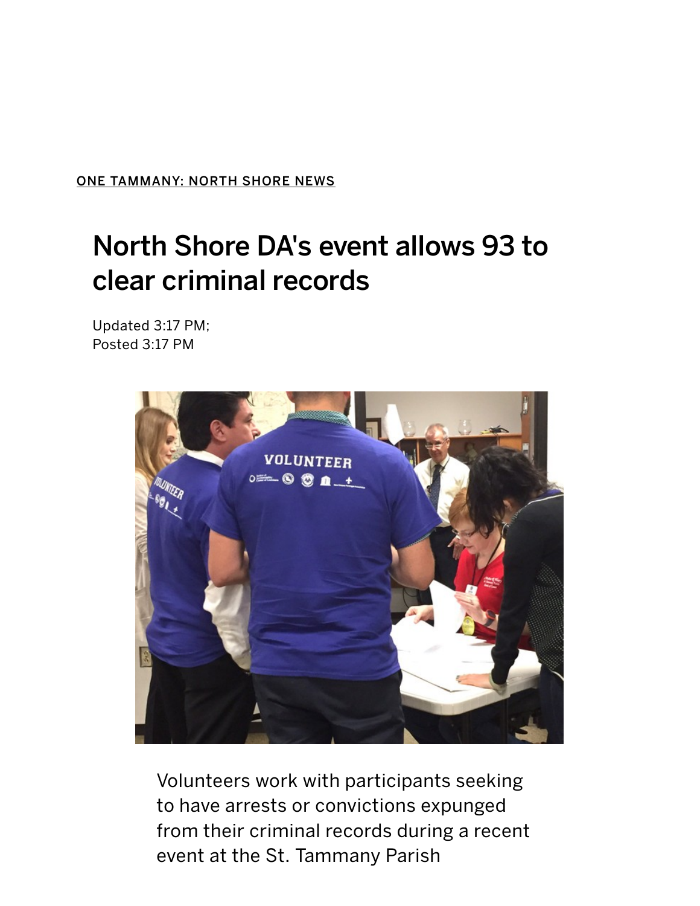ONE TAMMANY: NORTH SHORE NEWS

# North Shore DA's event allows 93 to clear criminal records

Updated 3:17 PM;
Posted 3:17 PM

Volunteers work with participants seeking to have arrests or convictions expunged from their criminal records during a recent event at the St. Tammany Parish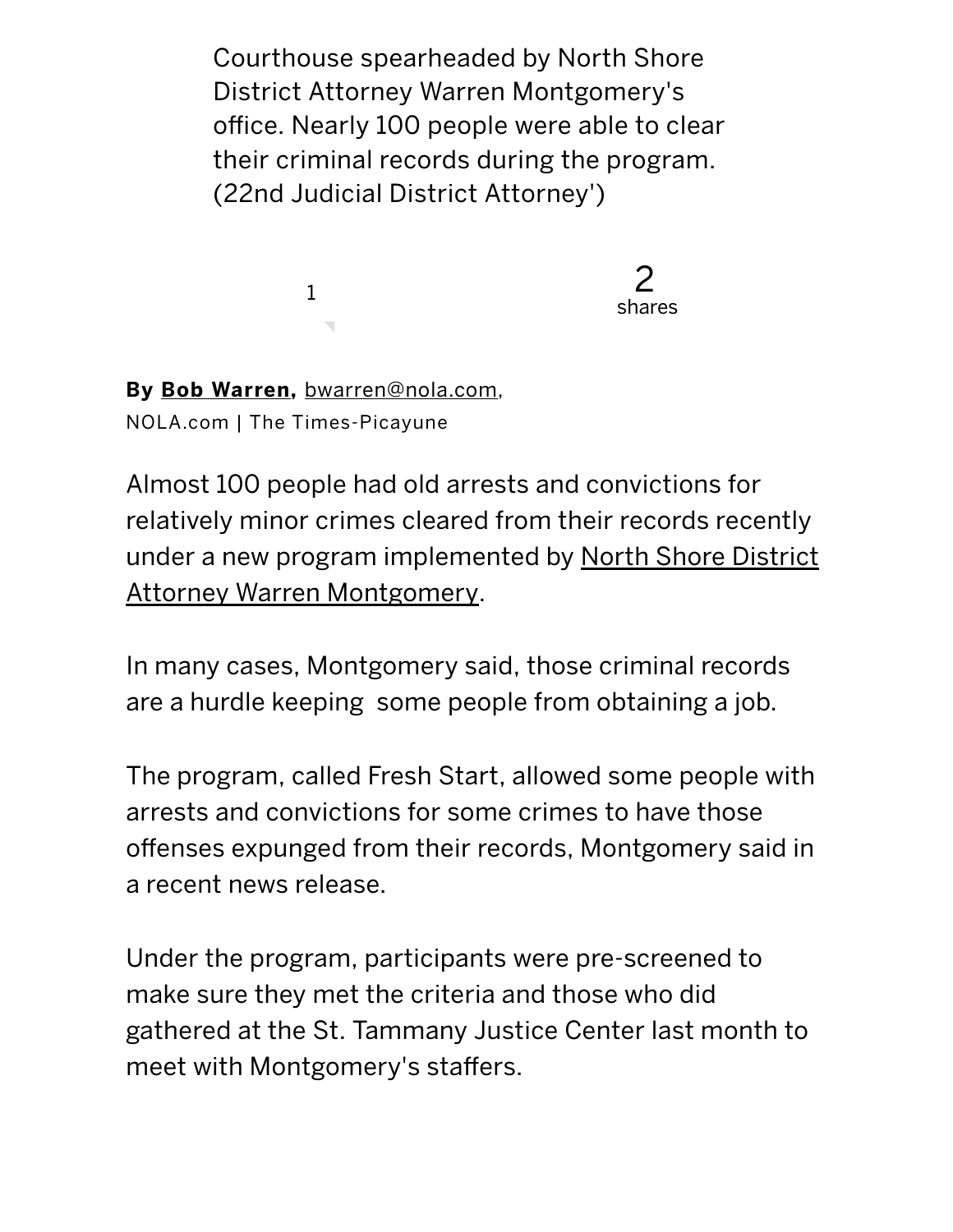Courthouse spearheaded by North Shore District Attorney Warren Montgomery's office. Nearly 100 people were able to clear their criminal records during the program. (22nd Judicial District Attorney')

1

2 shares

**By Bob Warren,** bwarren@nola.com, NOLA.com | The Times-Picayune

Almost 100 people had old arrests and convictions for relatively minor crimes cleared from their records recently under a new program implemented by North Shore District Attorney Warren Montgomery.

In many cases, Montgomery said, those criminal records are a hurdle keeping some people from obtaining a job.

The program, called Fresh Start, allowed some people with arrests and convictions for some crimes to have those offenses expunged from their records, Montgomery said in a recent news release.

Under the program, participants were pre-screened to make sure they met the criteria and those who did gathered at the St. Tammany Justice Center last month to meet with Montgomery's staffers.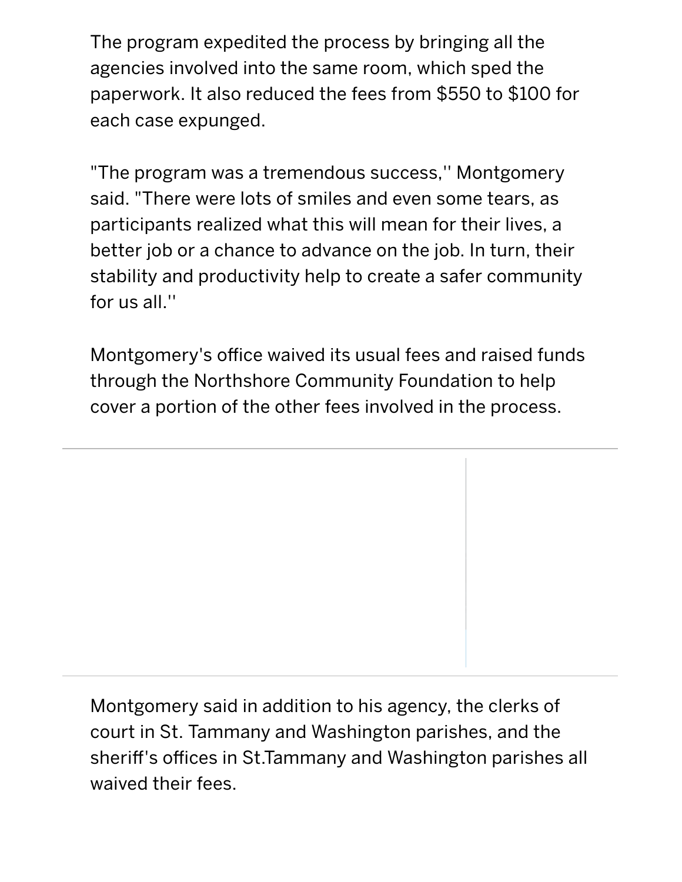The program expedited the process by bringing all the agencies involved into the same room, which sped the paperwork. It also reduced the fees from $550 to $100 for each case expunged.

"The program was a tremendous success,'' Montgomery said. "There were lots of smiles and even some tears, as participants realized what this will mean for their lives, a better job or a chance to advance on the job. In turn, their stability and productivity help to create a safer community for us all.''

Montgomery's office waived its usual fees and raised funds through the Northshore Community Foundation to help cover a portion of the other fees involved in the process.

Montgomery said in addition to his agency, the clerks of court in St. Tammany and Washington parishes, and the sheriff's offices in St.Tammany and Washington parishes all waived their fees.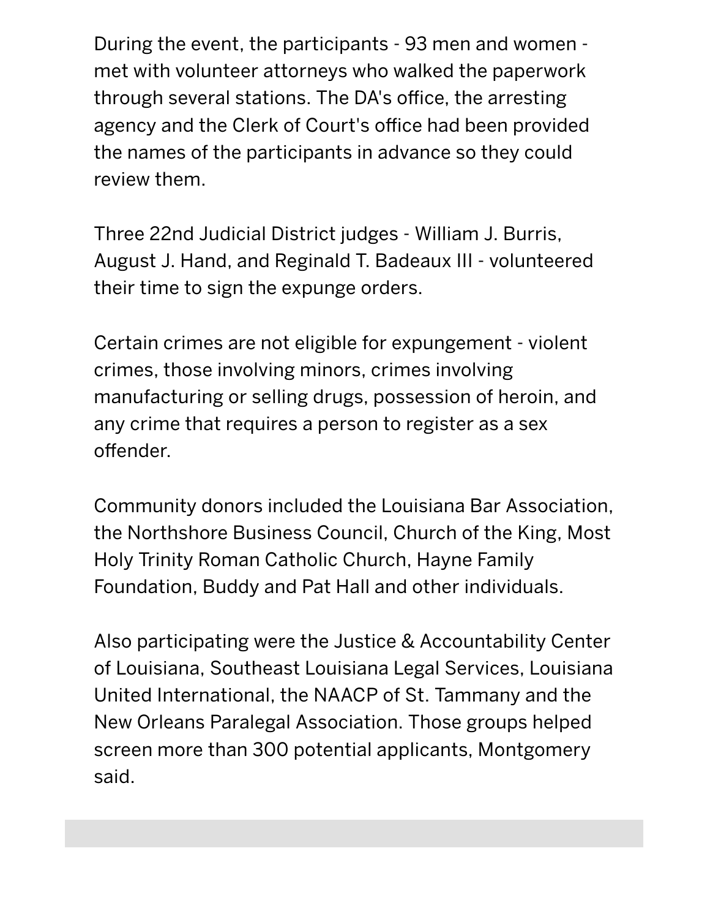During the event, the participants - 93 men and women - met with volunteer attorneys who walked the paperwork through several stations. The DA's office, the arresting agency and the Clerk of Court's office had been provided the names of the participants in advance so they could review them.

Three 22nd Judicial District judges - William J. Burris, August J. Hand, and Reginald T. Badeaux III - volunteered their time to sign the expunge orders.

Certain crimes are not eligible for expungement - violent crimes, those involving minors, crimes involving manufacturing or selling drugs, possession of heroin, and any crime that requires a person to register as a sex offender.

Community donors included the Louisiana Bar Association, the Northshore Business Council, Church of the King, Most Holy Trinity Roman Catholic Church, Hayne Family Foundation, Buddy and Pat Hall and other individuals.

Also participating were the Justice & Accountability Center of Louisiana, Southeast Louisiana Legal Services, Louisiana United International, the NAACP of St. Tammany and the New Orleans Paralegal Association. Those groups helped screen more than 300 potential applicants, Montgomery said.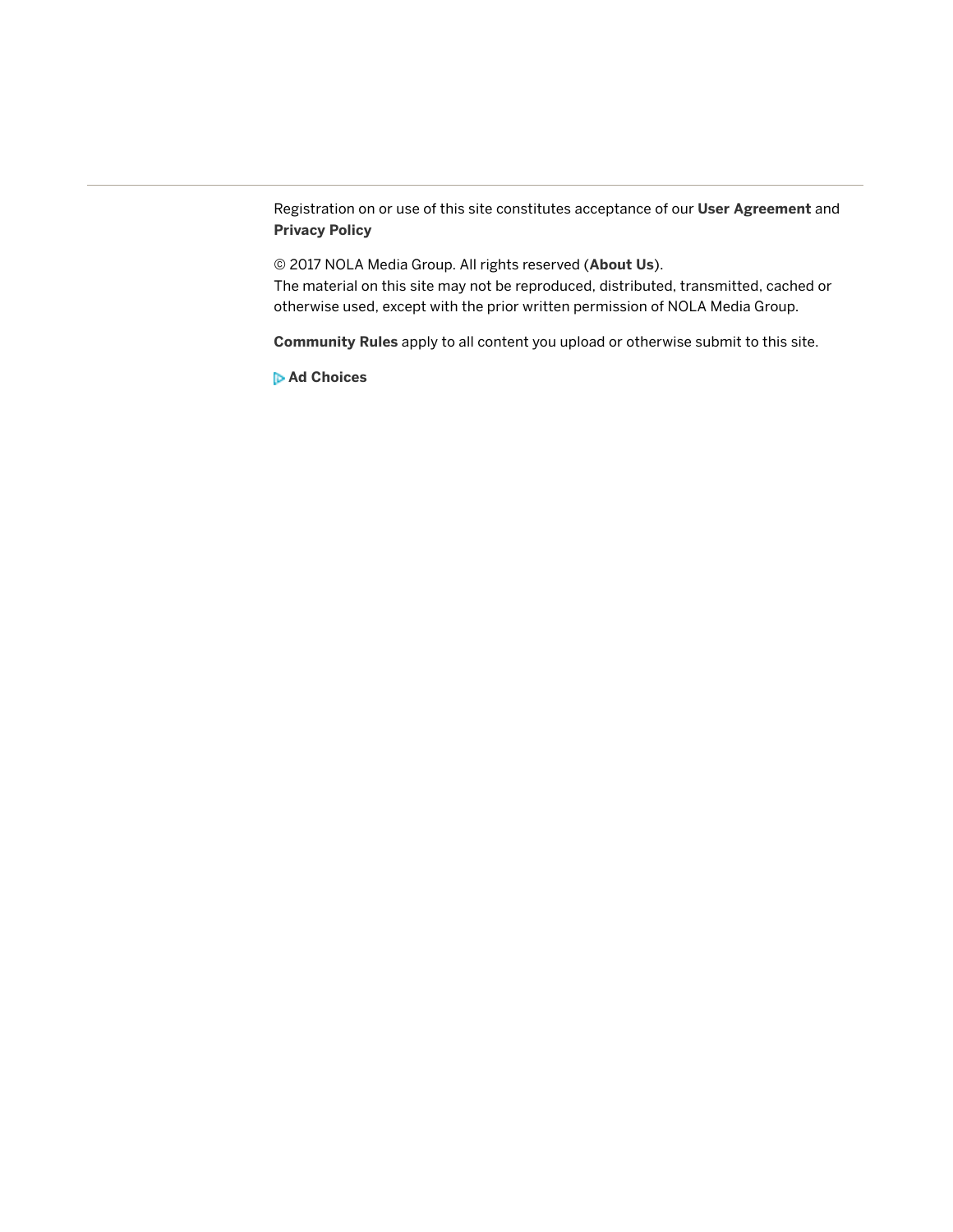Registration on or use of this site constitutes acceptance of our **User Agreement** and **Privacy Policy**

© 2017 NOLA Media Group. All rights reserved (**About Us**).
The material on this site may not be reproduced, distributed, transmitted, cached or otherwise used, except with the prior written permission of NOLA Media Group.

**Community Rules** apply to all content you upload or otherwise submit to this site.

**Ad Choices**